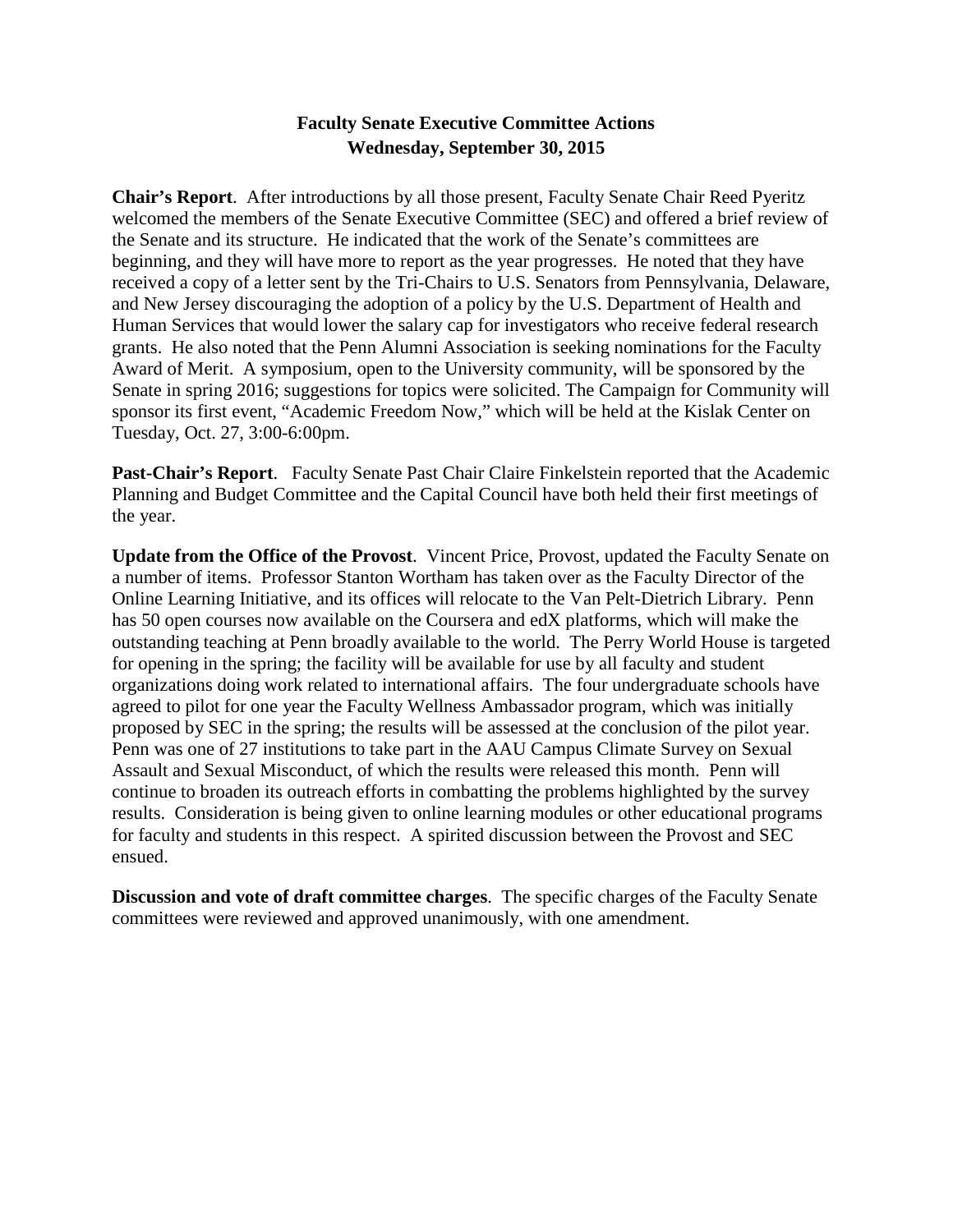# Faculty Senate Executive Committee Actions
## Wednesday, September 30, 2015

**Chair's Report**. After introductions by all those present, Faculty Senate Chair Reed Pyeritz welcomed the members of the Senate Executive Committee (SEC) and offered a brief review of the Senate and its structure. He indicated that the work of the Senate's committees are beginning, and they will have more to report as the year progresses. He noted that they have received a copy of a letter sent by the Tri-Chairs to U.S. Senators from Pennsylvania, Delaware, and New Jersey discouraging the adoption of a policy by the U.S. Department of Health and Human Services that would lower the salary cap for investigators who receive federal research grants. He also noted that the Penn Alumni Association is seeking nominations for the Faculty Award of Merit. A symposium, open to the University community, will be sponsored by the Senate in spring 2016; suggestions for topics were solicited. The Campaign for Community will sponsor its first event, "Academic Freedom Now," which will be held at the Kislak Center on Tuesday, Oct. 27, 3:00-6:00pm.

**Past-Chair's Report**. Faculty Senate Past Chair Claire Finkelstein reported that the Academic Planning and Budget Committee and the Capital Council have both held their first meetings of the year.

**Update from the Office of the Provost**. Vincent Price, Provost, updated the Faculty Senate on a number of items. Professor Stanton Wortham has taken over as the Faculty Director of the Online Learning Initiative, and its offices will relocate to the Van Pelt-Dietrich Library. Penn has 50 open courses now available on the Coursera and edX platforms, which will make the outstanding teaching at Penn broadly available to the world. The Perry World House is targeted for opening in the spring; the facility will be available for use by all faculty and student organizations doing work related to international affairs. The four undergraduate schools have agreed to pilot for one year the Faculty Wellness Ambassador program, which was initially proposed by SEC in the spring; the results will be assessed at the conclusion of the pilot year. Penn was one of 27 institutions to take part in the AAU Campus Climate Survey on Sexual Assault and Sexual Misconduct, of which the results were released this month. Penn will continue to broaden its outreach efforts in combatting the problems highlighted by the survey results. Consideration is being given to online learning modules or other educational programs for faculty and students in this respect. A spirited discussion between the Provost and SEC ensued.

**Discussion and vote of draft committee charges**. The specific charges of the Faculty Senate committees were reviewed and approved unanimously, with one amendment.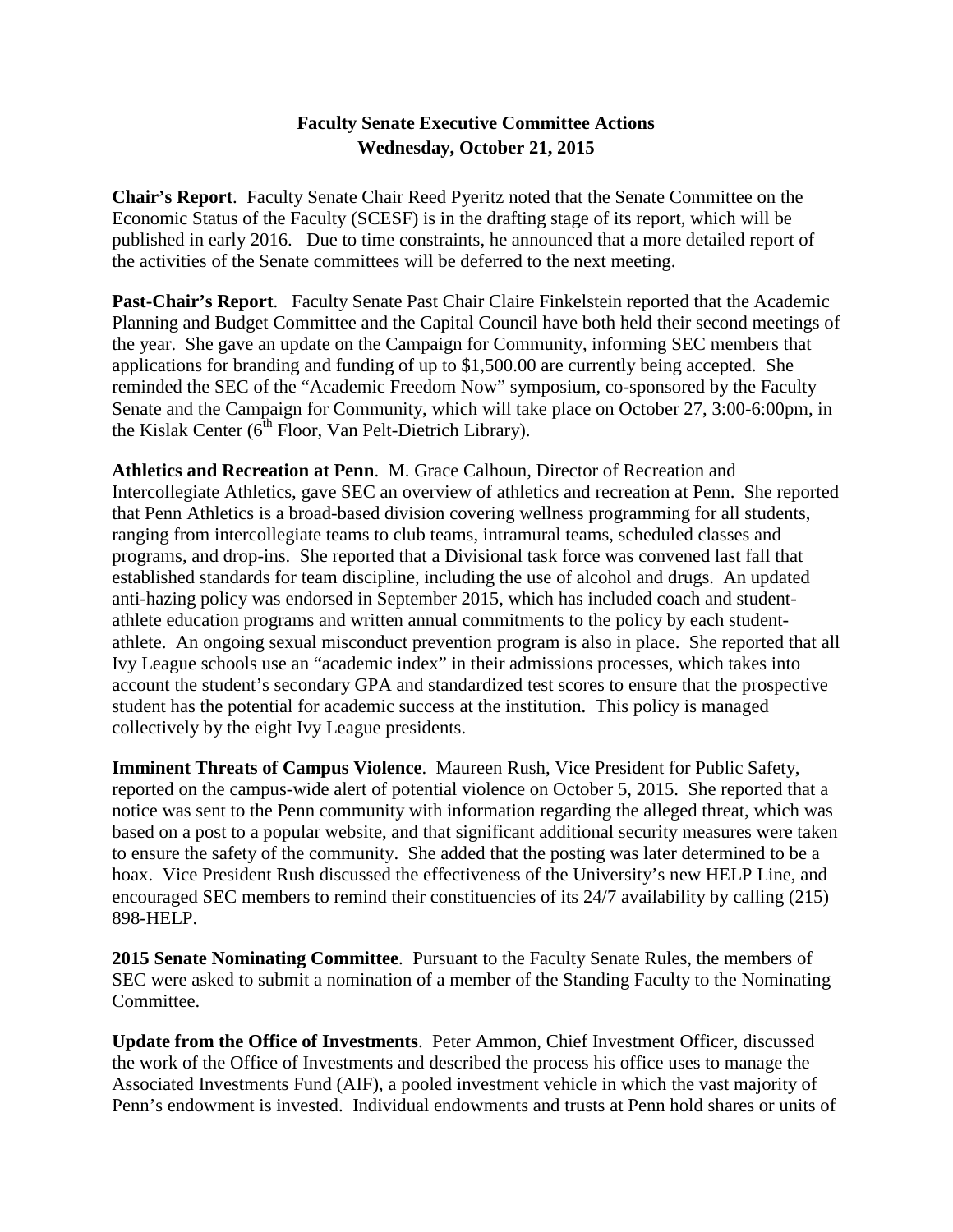**Faculty Senate Executive Committee Actions**
**Wednesday, October 21, 2015**

**Chair's Report**. Faculty Senate Chair Reed Pyeritz noted that the Senate Committee on the Economic Status of the Faculty (SCESF) is in the drafting stage of its report, which will be published in early 2016. Due to time constraints, he announced that a more detailed report of the activities of the Senate committees will be deferred to the next meeting.

**Past-Chair's Report**. Faculty Senate Past Chair Claire Finkelstein reported that the Academic Planning and Budget Committee and the Capital Council have both held their second meetings of the year. She gave an update on the Campaign for Community, informing SEC members that applications for branding and funding of up to $1,500.00 are currently being accepted. She reminded the SEC of the "Academic Freedom Now" symposium, co-sponsored by the Faculty Senate and the Campaign for Community, which will take place on October 27, 3:00-6:00pm, in the Kislak Center (6th Floor, Van Pelt-Dietrich Library).

**Athletics and Recreation at Penn**. M. Grace Calhoun, Director of Recreation and Intercollegiate Athletics, gave SEC an overview of athletics and recreation at Penn. She reported that Penn Athletics is a broad-based division covering wellness programming for all students, ranging from intercollegiate teams to club teams, intramural teams, scheduled classes and programs, and drop-ins. She reported that a Divisional task force was convened last fall that established standards for team discipline, including the use of alcohol and drugs. An updated anti-hazing policy was endorsed in September 2015, which has included coach and student-athlete education programs and written annual commitments to the policy by each student-athlete. An ongoing sexual misconduct prevention program is also in place. She reported that all Ivy League schools use an "academic index" in their admissions processes, which takes into account the student's secondary GPA and standardized test scores to ensure that the prospective student has the potential for academic success at the institution. This policy is managed collectively by the eight Ivy League presidents.

**Imminent Threats of Campus Violence**. Maureen Rush, Vice President for Public Safety, reported on the campus-wide alert of potential violence on October 5, 2015. She reported that a notice was sent to the Penn community with information regarding the alleged threat, which was based on a post to a popular website, and that significant additional security measures were taken to ensure the safety of the community. She added that the posting was later determined to be a hoax. Vice President Rush discussed the effectiveness of the University's new HELP Line, and encouraged SEC members to remind their constituencies of its 24/7 availability by calling (215) 898-HELP.

**2015 Senate Nominating Committee**. Pursuant to the Faculty Senate Rules, the members of SEC were asked to submit a nomination of a member of the Standing Faculty to the Nominating Committee.

**Update from the Office of Investments**. Peter Ammon, Chief Investment Officer, discussed the work of the Office of Investments and described the process his office uses to manage the Associated Investments Fund (AIF), a pooled investment vehicle in which the vast majority of Penn's endowment is invested. Individual endowments and trusts at Penn hold shares or units of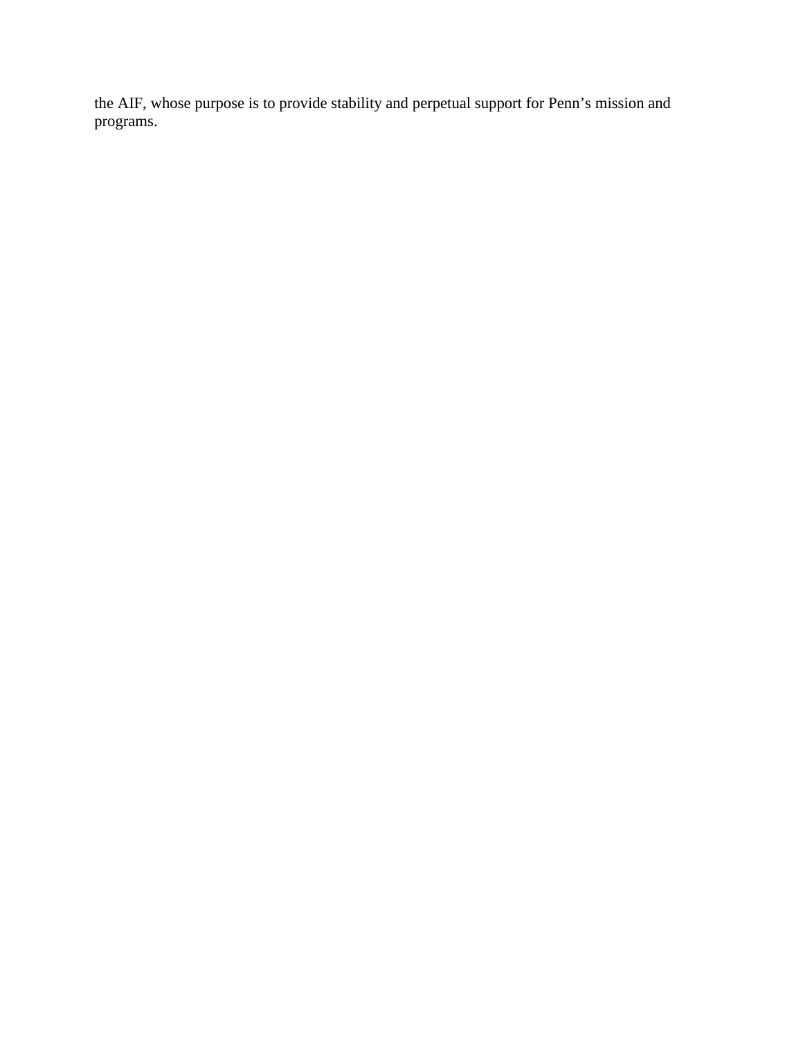the AIF, whose purpose is to provide stability and perpetual support for Penn’s mission and programs.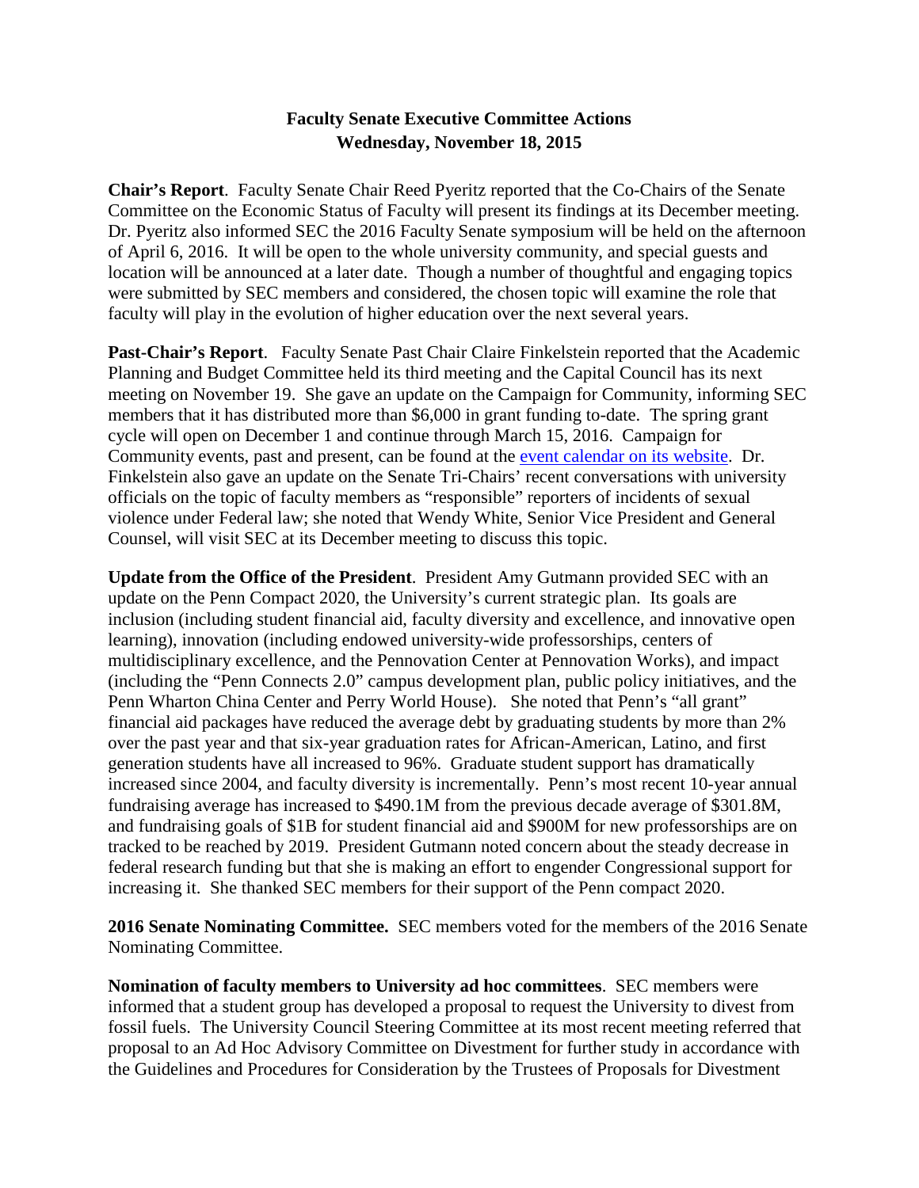# Faculty Senate Executive Committee Actions
## Wednesday, November 18, 2015

**Chair's Report**. Faculty Senate Chair Reed Pyeritz reported that the Co-Chairs of the Senate Committee on the Economic Status of Faculty will present its findings at its December meeting. Dr. Pyeritz also informed SEC the 2016 Faculty Senate symposium will be held on the afternoon of April 6, 2016. It will be open to the whole university community, and special guests and location will be announced at a later date. Though a number of thoughtful and engaging topics were submitted by SEC members and considered, the chosen topic will examine the role that faculty will play in the evolution of higher education over the next several years.

**Past-Chair's Report**. Faculty Senate Past Chair Claire Finkelstein reported that the Academic Planning and Budget Committee held its third meeting and the Capital Council has its next meeting on November 19. She gave an update on the Campaign for Community, informing SEC members that it has distributed more than $6,000 in grant funding to-date. The spring grant cycle will open on December 1 and continue through March 15, 2016. Campaign for Community events, past and present, can be found at the event calendar on its website. Dr. Finkelstein also gave an update on the Senate Tri-Chairs' recent conversations with university officials on the topic of faculty members as "responsible" reporters of incidents of sexual violence under Federal law; she noted that Wendy White, Senior Vice President and General Counsel, will visit SEC at its December meeting to discuss this topic.

**Update from the Office of the President**. President Amy Gutmann provided SEC with an update on the Penn Compact 2020, the University's current strategic plan. Its goals are inclusion (including student financial aid, faculty diversity and excellence, and innovative open learning), innovation (including endowed university-wide professorships, centers of multidisciplinary excellence, and the Pennovation Center at Pennovation Works), and impact (including the "Penn Connects 2.0" campus development plan, public policy initiatives, and the Penn Wharton China Center and Perry World House). She noted that Penn's "all grant" financial aid packages have reduced the average debt by graduating students by more than 2% over the past year and that six-year graduation rates for African-American, Latino, and first generation students have all increased to 96%. Graduate student support has dramatically increased since 2004, and faculty diversity is incrementally. Penn's most recent 10-year annual fundraising average has increased to $490.1M from the previous decade average of $301.8M, and fundraising goals of $1B for student financial aid and $900M for new professorships are on tracked to be reached by 2019. President Gutmann noted concern about the steady decrease in federal research funding but that she is making an effort to engender Congressional support for increasing it. She thanked SEC members for their support of the Penn compact 2020.

**2016 Senate Nominating Committee.** SEC members voted for the members of the 2016 Senate Nominating Committee.

**Nomination of faculty members to University ad hoc committees**. SEC members were informed that a student group has developed a proposal to request the University to divest from fossil fuels. The University Council Steering Committee at its most recent meeting referred that proposal to an Ad Hoc Advisory Committee on Divestment for further study in accordance with the Guidelines and Procedures for Consideration by the Trustees of Proposals for Divestment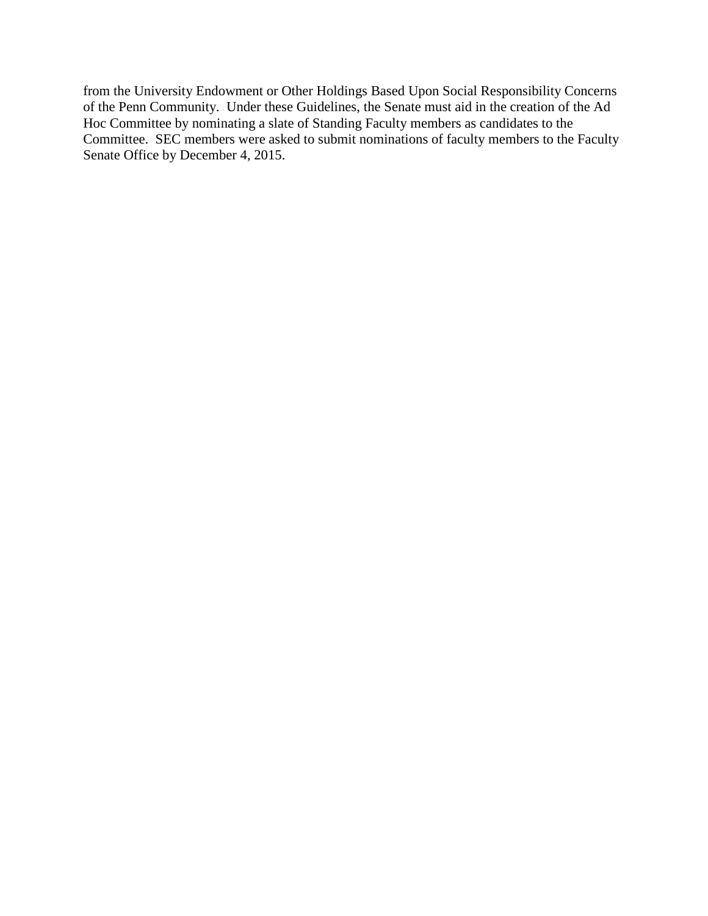from the University Endowment or Other Holdings Based Upon Social Responsibility Concerns of the Penn Community. Under these Guidelines, the Senate must aid in the creation of the Ad Hoc Committee by nominating a slate of Standing Faculty members as candidates to the Committee. SEC members were asked to submit nominations of faculty members to the Faculty Senate Office by December 4, 2015.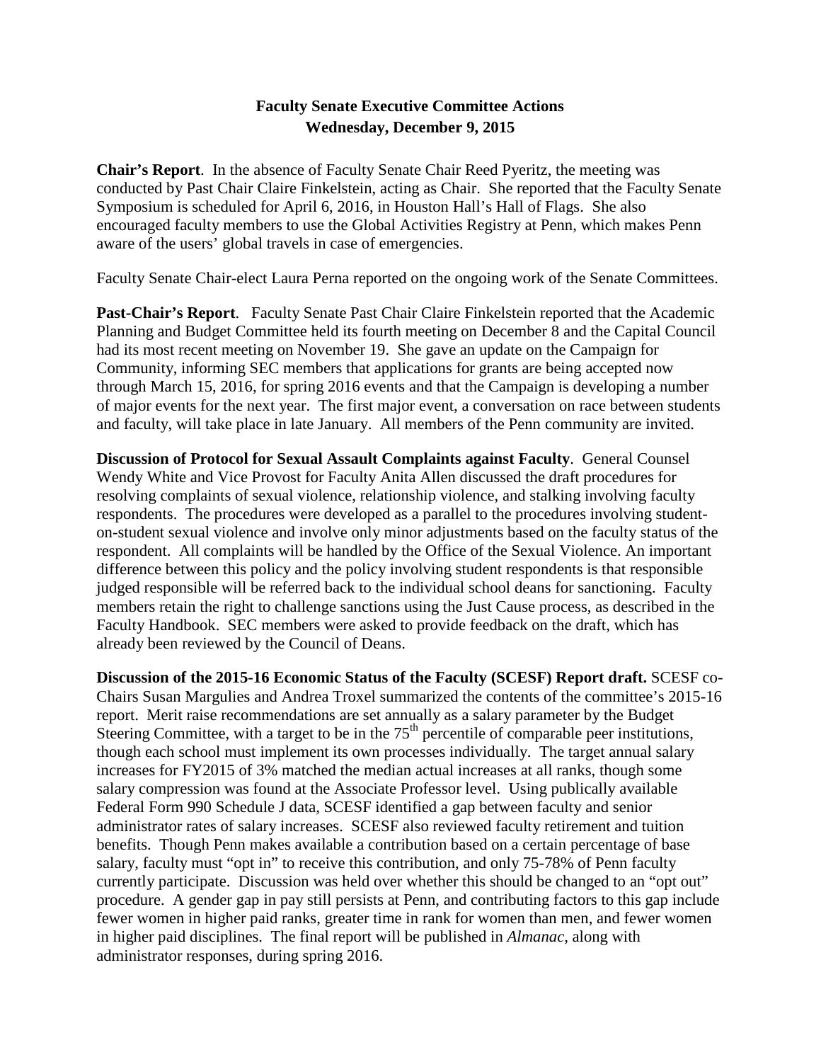# Faculty Senate Executive Committee Actions
## Wednesday, December 9, 2015

**Chair's Report**. In the absence of Faculty Senate Chair Reed Pyeritz, the meeting was conducted by Past Chair Claire Finkelstein, acting as Chair. She reported that the Faculty Senate Symposium is scheduled for April 6, 2016, in Houston Hall's Hall of Flags. She also encouraged faculty members to use the Global Activities Registry at Penn, which makes Penn aware of the users' global travels in case of emergencies.

Faculty Senate Chair-elect Laura Perna reported on the ongoing work of the Senate Committees.

**Past-Chair's Report**. Faculty Senate Past Chair Claire Finkelstein reported that the Academic Planning and Budget Committee held its fourth meeting on December 8 and the Capital Council had its most recent meeting on November 19. She gave an update on the Campaign for Community, informing SEC members that applications for grants are being accepted now through March 15, 2016, for spring 2016 events and that the Campaign is developing a number of major events for the next year. The first major event, a conversation on race between students and faculty, will take place in late January. All members of the Penn community are invited.

**Discussion of Protocol for Sexual Assault Complaints against Faculty**. General Counsel Wendy White and Vice Provost for Faculty Anita Allen discussed the draft procedures for resolving complaints of sexual violence, relationship violence, and stalking involving faculty respondents. The procedures were developed as a parallel to the procedures involving student-on-student sexual violence and involve only minor adjustments based on the faculty status of the respondent. All complaints will be handled by the Office of the Sexual Violence. An important difference between this policy and the policy involving student respondents is that responsible judged responsible will be referred back to the individual school deans for sanctioning. Faculty members retain the right to challenge sanctions using the Just Cause process, as described in the Faculty Handbook. SEC members were asked to provide feedback on the draft, which has already been reviewed by the Council of Deans.

**Discussion of the 2015-16 Economic Status of the Faculty (SCESF) Report draft.** SCESF co-Chairs Susan Margulies and Andrea Troxel summarized the contents of the committee's 2015-16 report. Merit raise recommendations are set annually as a salary parameter by the Budget Steering Committee, with a target to be in the 75th percentile of comparable peer institutions, though each school must implement its own processes individually. The target annual salary increases for FY2015 of 3% matched the median actual increases at all ranks, though some salary compression was found at the Associate Professor level. Using publically available Federal Form 990 Schedule J data, SCESF identified a gap between faculty and senior administrator rates of salary increases. SCESF also reviewed faculty retirement and tuition benefits. Though Penn makes available a contribution based on a certain percentage of base salary, faculty must "opt in" to receive this contribution, and only 75-78% of Penn faculty currently participate. Discussion was held over whether this should be changed to an "opt out" procedure. A gender gap in pay still persists at Penn, and contributing factors to this gap include fewer women in higher paid ranks, greater time in rank for women than men, and fewer women in higher paid disciplines. The final report will be published in *Almanac*, along with administrator responses, during spring 2016.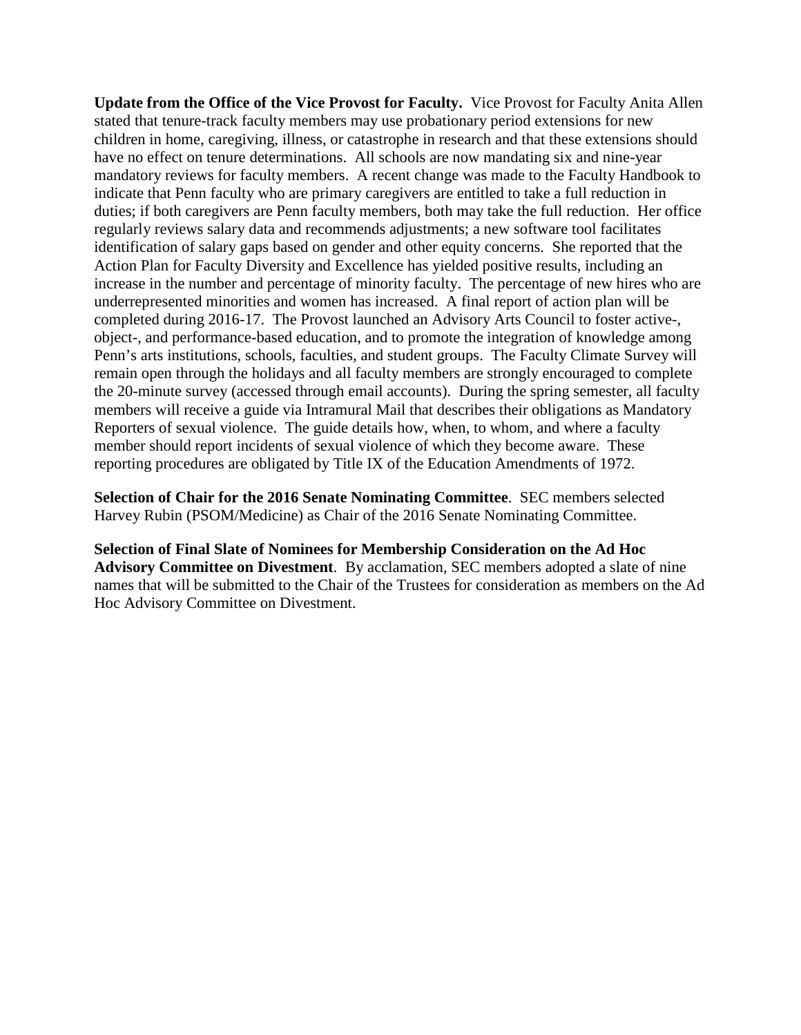**Update from the Office of the Vice Provost for Faculty.** Vice Provost for Faculty Anita Allen stated that tenure-track faculty members may use probationary period extensions for new children in home, caregiving, illness, or catastrophe in research and that these extensions should have no effect on tenure determinations. All schools are now mandating six and nine-year mandatory reviews for faculty members. A recent change was made to the Faculty Handbook to indicate that Penn faculty who are primary caregivers are entitled to take a full reduction in duties; if both caregivers are Penn faculty members, both may take the full reduction. Her office regularly reviews salary data and recommends adjustments; a new software tool facilitates identification of salary gaps based on gender and other equity concerns. She reported that the Action Plan for Faculty Diversity and Excellence has yielded positive results, including an increase in the number and percentage of minority faculty. The percentage of new hires who are underrepresented minorities and women has increased. A final report of action plan will be completed during 2016-17. The Provost launched an Advisory Arts Council to foster active-, object-, and performance-based education, and to promote the integration of knowledge among Penn's arts institutions, schools, faculties, and student groups. The Faculty Climate Survey will remain open through the holidays and all faculty members are strongly encouraged to complete the 20-minute survey (accessed through email accounts). During the spring semester, all faculty members will receive a guide via Intramural Mail that describes their obligations as Mandatory Reporters of sexual violence. The guide details how, when, to whom, and where a faculty member should report incidents of sexual violence of which they become aware. These reporting procedures are obligated by Title IX of the Education Amendments of 1972.

**Selection of Chair for the 2016 Senate Nominating Committee**. SEC members selected Harvey Rubin (PSOM/Medicine) as Chair of the 2016 Senate Nominating Committee.

**Selection of Final Slate of Nominees for Membership Consideration on the Ad Hoc Advisory Committee on Divestment**. By acclamation, SEC members adopted a slate of nine names that will be submitted to the Chair of the Trustees for consideration as members on the Ad Hoc Advisory Committee on Divestment.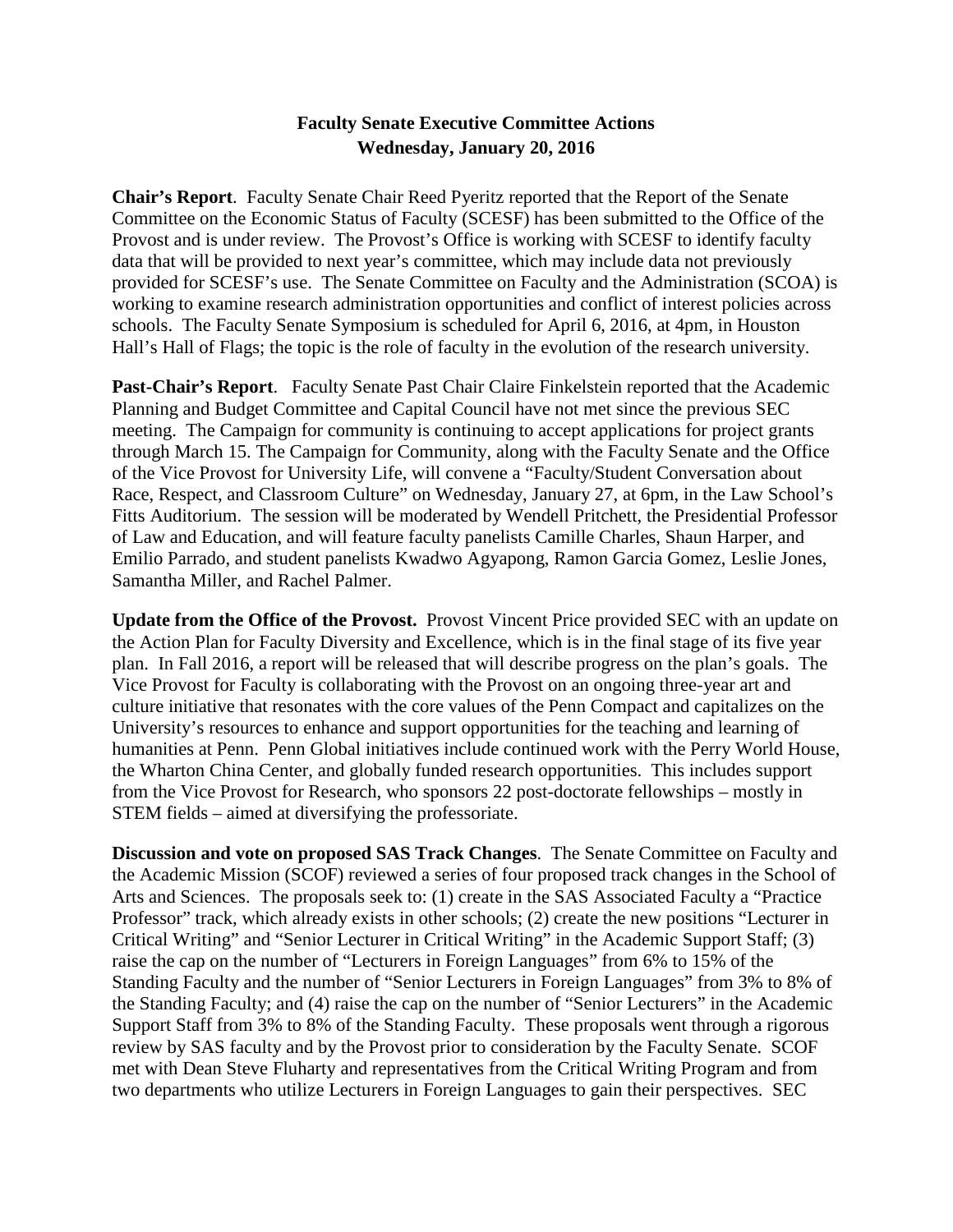**Faculty Senate Executive Committee Actions**
**Wednesday, January 20, 2016**

**Chair's Report**. Faculty Senate Chair Reed Pyeritz reported that the Report of the Senate Committee on the Economic Status of Faculty (SCESF) has been submitted to the Office of the Provost and is under review. The Provost's Office is working with SCESF to identify faculty data that will be provided to next year's committee, which may include data not previously provided for SCESF's use. The Senate Committee on Faculty and the Administration (SCOA) is working to examine research administration opportunities and conflict of interest policies across schools. The Faculty Senate Symposium is scheduled for April 6, 2016, at 4pm, in Houston Hall's Hall of Flags; the topic is the role of faculty in the evolution of the research university.

**Past-Chair's Report**. Faculty Senate Past Chair Claire Finkelstein reported that the Academic Planning and Budget Committee and Capital Council have not met since the previous SEC meeting. The Campaign for community is continuing to accept applications for project grants through March 15. The Campaign for Community, along with the Faculty Senate and the Office of the Vice Provost for University Life, will convene a "Faculty/Student Conversation about Race, Respect, and Classroom Culture" on Wednesday, January 27, at 6pm, in the Law School's Fitts Auditorium. The session will be moderated by Wendell Pritchett, the Presidential Professor of Law and Education, and will feature faculty panelists Camille Charles, Shaun Harper, and Emilio Parrado, and student panelists Kwadwo Agyapong, Ramon Garcia Gomez, Leslie Jones, Samantha Miller, and Rachel Palmer.

**Update from the Office of the Provost.** Provost Vincent Price provided SEC with an update on the Action Plan for Faculty Diversity and Excellence, which is in the final stage of its five year plan. In Fall 2016, a report will be released that will describe progress on the plan's goals. The Vice Provost for Faculty is collaborating with the Provost on an ongoing three-year art and culture initiative that resonates with the core values of the Penn Compact and capitalizes on the University's resources to enhance and support opportunities for the teaching and learning of humanities at Penn. Penn Global initiatives include continued work with the Perry World House, the Wharton China Center, and globally funded research opportunities. This includes support from the Vice Provost for Research, who sponsors 22 post-doctorate fellowships – mostly in STEM fields – aimed at diversifying the professoriate.

**Discussion and vote on proposed SAS Track Changes**. The Senate Committee on Faculty and the Academic Mission (SCOF) reviewed a series of four proposed track changes in the School of Arts and Sciences. The proposals seek to: (1) create in the SAS Associated Faculty a "Practice Professor" track, which already exists in other schools; (2) create the new positions "Lecturer in Critical Writing" and "Senior Lecturer in Critical Writing" in the Academic Support Staff; (3) raise the cap on the number of "Lecturers in Foreign Languages" from 6% to 15% of the Standing Faculty and the number of "Senior Lecturers in Foreign Languages" from 3% to 8% of the Standing Faculty; and (4) raise the cap on the number of "Senior Lecturers" in the Academic Support Staff from 3% to 8% of the Standing Faculty. These proposals went through a rigorous review by SAS faculty and by the Provost prior to consideration by the Faculty Senate. SCOF met with Dean Steve Fluharty and representatives from the Critical Writing Program and from two departments who utilize Lecturers in Foreign Languages to gain their perspectives. SEC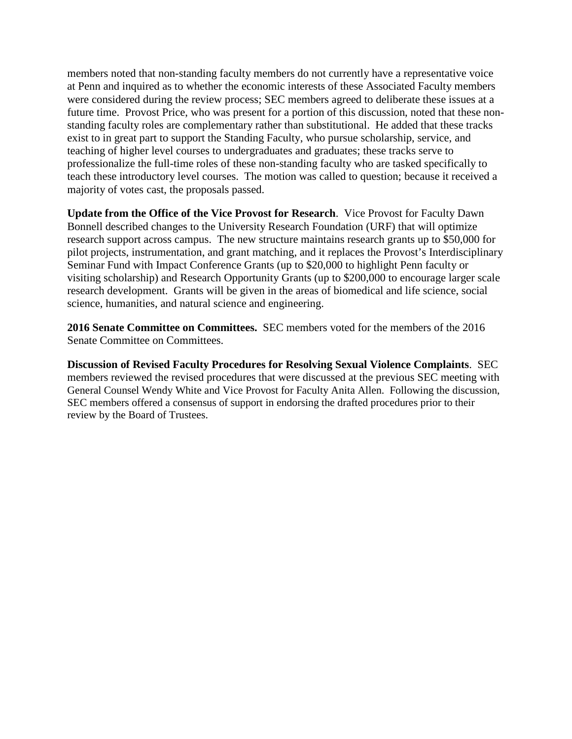members noted that non-standing faculty members do not currently have a representative voice at Penn and inquired as to whether the economic interests of these Associated Faculty members were considered during the review process; SEC members agreed to deliberate these issues at a future time. Provost Price, who was present for a portion of this discussion, noted that these non-standing faculty roles are complementary rather than substitutional. He added that these tracks exist to in great part to support the Standing Faculty, who pursue scholarship, service, and teaching of higher level courses to undergraduates and graduates; these tracks serve to professionalize the full-time roles of these non-standing faculty who are tasked specifically to teach these introductory level courses. The motion was called to question; because it received a majority of votes cast, the proposals passed.

**Update from the Office of the Vice Provost for Research**. Vice Provost for Faculty Dawn Bonnell described changes to the University Research Foundation (URF) that will optimize research support across campus. The new structure maintains research grants up to $50,000 for pilot projects, instrumentation, and grant matching, and it replaces the Provost's Interdisciplinary Seminar Fund with Impact Conference Grants (up to $20,000 to highlight Penn faculty or visiting scholarship) and Research Opportunity Grants (up to $200,000 to encourage larger scale research development. Grants will be given in the areas of biomedical and life science, social science, humanities, and natural science and engineering.

**2016 Senate Committee on Committees.** SEC members voted for the members of the 2016 Senate Committee on Committees.

**Discussion of Revised Faculty Procedures for Resolving Sexual Violence Complaints**. SEC members reviewed the revised procedures that were discussed at the previous SEC meeting with General Counsel Wendy White and Vice Provost for Faculty Anita Allen. Following the discussion, SEC members offered a consensus of support in endorsing the drafted procedures prior to their review by the Board of Trustees.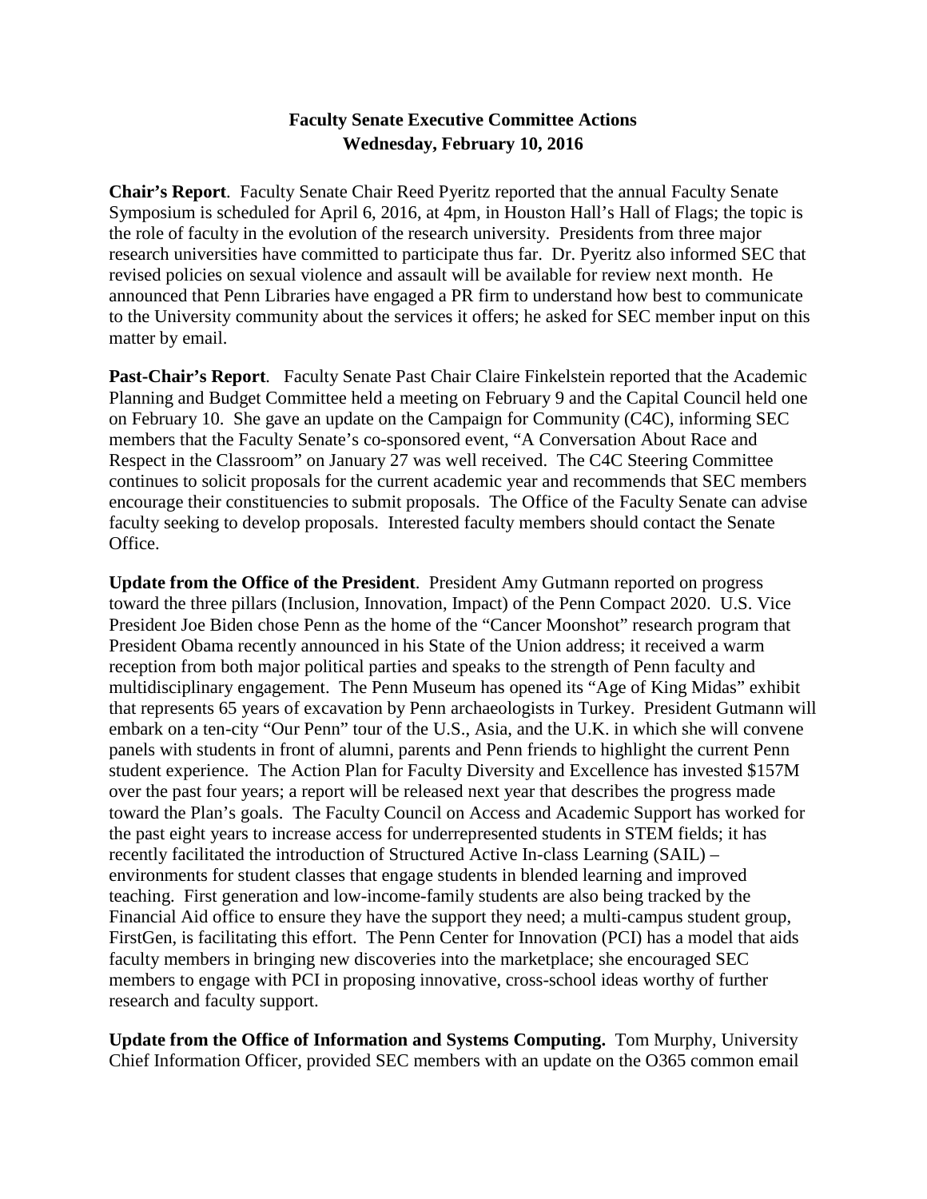## Faculty Senate Executive Committee Actions
## Wednesday, February 10, 2016

**Chair's Report**. Faculty Senate Chair Reed Pyeritz reported that the annual Faculty Senate Symposium is scheduled for April 6, 2016, at 4pm, in Houston Hall's Hall of Flags; the topic is the role of faculty in the evolution of the research university. Presidents from three major research universities have committed to participate thus far. Dr. Pyeritz also informed SEC that revised policies on sexual violence and assault will be available for review next month. He announced that Penn Libraries have engaged a PR firm to understand how best to communicate to the University community about the services it offers; he asked for SEC member input on this matter by email.

**Past-Chair's Report**. Faculty Senate Past Chair Claire Finkelstein reported that the Academic Planning and Budget Committee held a meeting on February 9 and the Capital Council held one on February 10. She gave an update on the Campaign for Community (C4C), informing SEC members that the Faculty Senate's co-sponsored event, "A Conversation About Race and Respect in the Classroom" on January 27 was well received. The C4C Steering Committee continues to solicit proposals for the current academic year and recommends that SEC members encourage their constituencies to submit proposals. The Office of the Faculty Senate can advise faculty seeking to develop proposals. Interested faculty members should contact the Senate Office.

**Update from the Office of the President**. President Amy Gutmann reported on progress toward the three pillars (Inclusion, Innovation, Impact) of the Penn Compact 2020. U.S. Vice President Joe Biden chose Penn as the home of the "Cancer Moonshot" research program that President Obama recently announced in his State of the Union address; it received a warm reception from both major political parties and speaks to the strength of Penn faculty and multidisciplinary engagement. The Penn Museum has opened its "Age of King Midas" exhibit that represents 65 years of excavation by Penn archaeologists in Turkey. President Gutmann will embark on a ten-city "Our Penn" tour of the U.S., Asia, and the U.K. in which she will convene panels with students in front of alumni, parents and Penn friends to highlight the current Penn student experience. The Action Plan for Faculty Diversity and Excellence has invested $157M over the past four years; a report will be released next year that describes the progress made toward the Plan's goals. The Faculty Council on Access and Academic Support has worked for the past eight years to increase access for underrepresented students in STEM fields; it has recently facilitated the introduction of Structured Active In-class Learning (SAIL) – environments for student classes that engage students in blended learning and improved teaching. First generation and low-income-family students are also being tracked by the Financial Aid office to ensure they have the support they need; a multi-campus student group, FirstGen, is facilitating this effort. The Penn Center for Innovation (PCI) has a model that aids faculty members in bringing new discoveries into the marketplace; she encouraged SEC members to engage with PCI in proposing innovative, cross-school ideas worthy of further research and faculty support.

**Update from the Office of Information and Systems Computing.** Tom Murphy, University Chief Information Officer, provided SEC members with an update on the O365 common email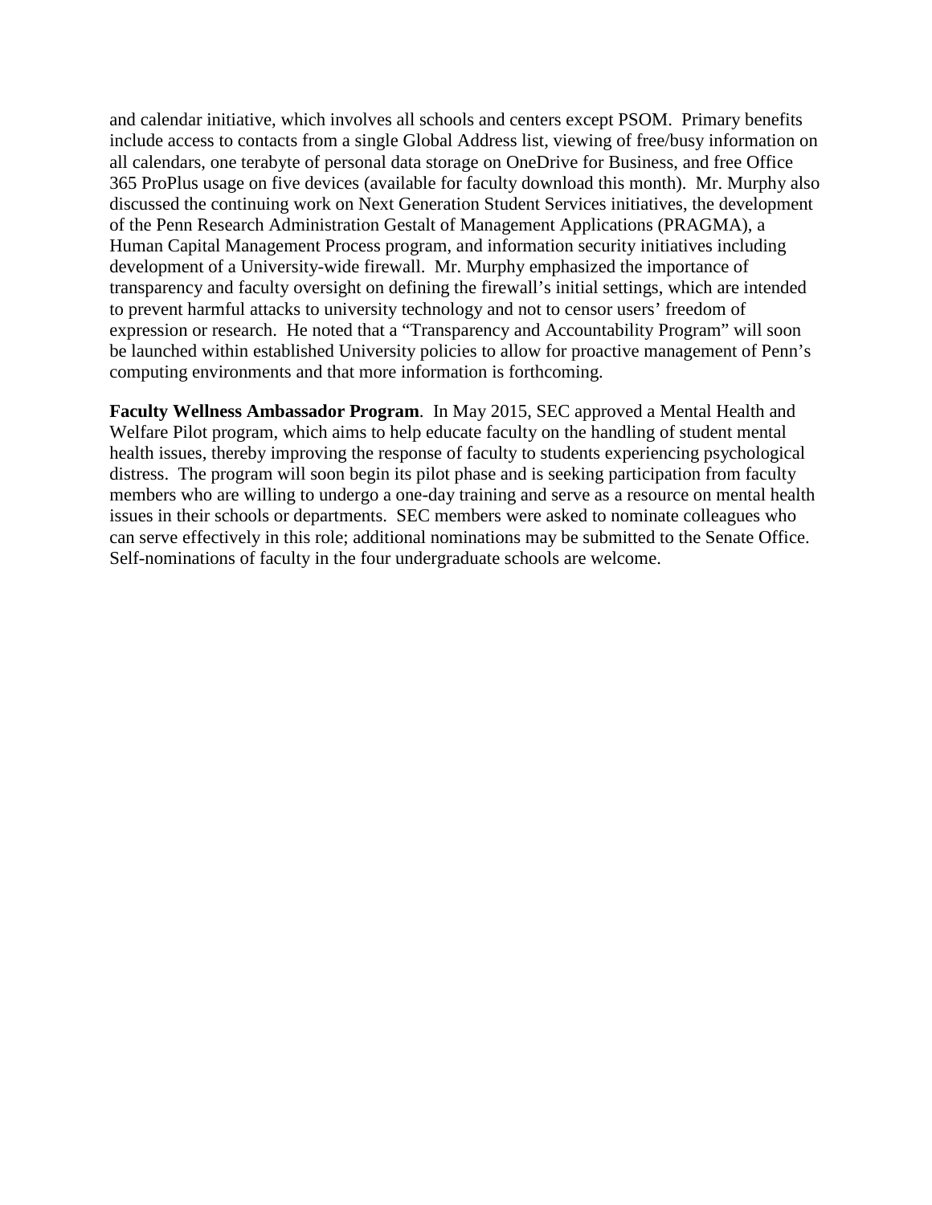and calendar initiative, which involves all schools and centers except PSOM. Primary benefits include access to contacts from a single Global Address list, viewing of free/busy information on all calendars, one terabyte of personal data storage on OneDrive for Business, and free Office 365 ProPlus usage on five devices (available for faculty download this month). Mr. Murphy also discussed the continuing work on Next Generation Student Services initiatives, the development of the Penn Research Administration Gestalt of Management Applications (PRAGMA), a Human Capital Management Process program, and information security initiatives including development of a University-wide firewall. Mr. Murphy emphasized the importance of transparency and faculty oversight on defining the firewall's initial settings, which are intended to prevent harmful attacks to university technology and not to censor users' freedom of expression or research. He noted that a "Transparency and Accountability Program" will soon be launched within established University policies to allow for proactive management of Penn's computing environments and that more information is forthcoming.

**Faculty Wellness Ambassador Program**. In May 2015, SEC approved a Mental Health and Welfare Pilot program, which aims to help educate faculty on the handling of student mental health issues, thereby improving the response of faculty to students experiencing psychological distress. The program will soon begin its pilot phase and is seeking participation from faculty members who are willing to undergo a one-day training and serve as a resource on mental health issues in their schools or departments. SEC members were asked to nominate colleagues who can serve effectively in this role; additional nominations may be submitted to the Senate Office. Self-nominations of faculty in the four undergraduate schools are welcome.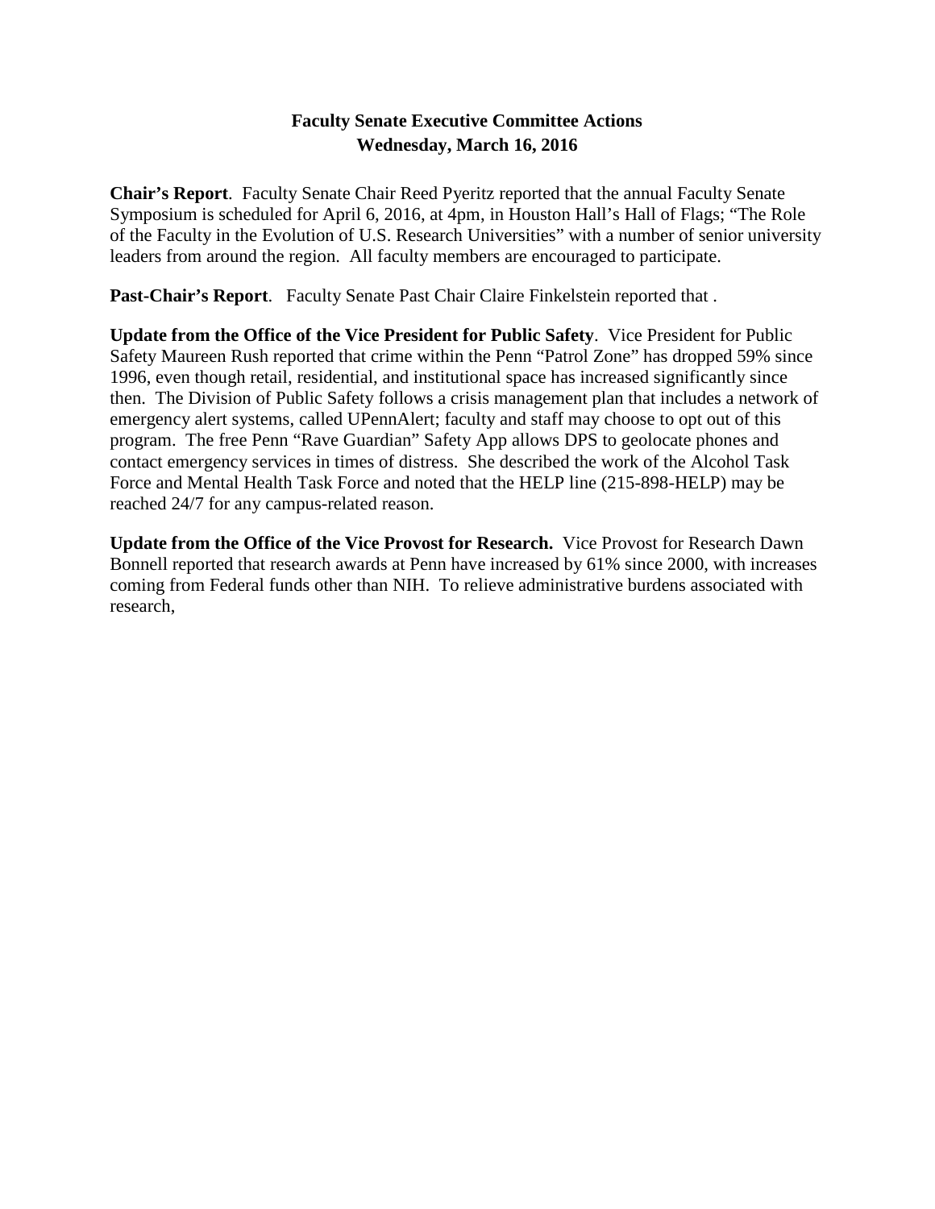**Faculty Senate Executive Committee Actions**
**Wednesday, March 16, 2016**

**Chair's Report**. Faculty Senate Chair Reed Pyeritz reported that the annual Faculty Senate Symposium is scheduled for April 6, 2016, at 4pm, in Houston Hall's Hall of Flags; "The Role of the Faculty in the Evolution of U.S. Research Universities" with a number of senior university leaders from around the region. All faculty members are encouraged to participate.

**Past-Chair's Report**. Faculty Senate Past Chair Claire Finkelstein reported that .

**Update from the Office of the Vice President for Public Safety**. Vice President for Public Safety Maureen Rush reported that crime within the Penn "Patrol Zone" has dropped 59% since 1996, even though retail, residential, and institutional space has increased significantly since then. The Division of Public Safety follows a crisis management plan that includes a network of emergency alert systems, called UPennAlert; faculty and staff may choose to opt out of this program. The free Penn "Rave Guardian" Safety App allows DPS to geolocate phones and contact emergency services in times of distress. She described the work of the Alcohol Task Force and Mental Health Task Force and noted that the HELP line (215-898-HELP) may be reached 24/7 for any campus-related reason.

**Update from the Office of the Vice Provost for Research.** Vice Provost for Research Dawn Bonnell reported that research awards at Penn have increased by 61% since 2000, with increases coming from Federal funds other than NIH. To relieve administrative burdens associated with research,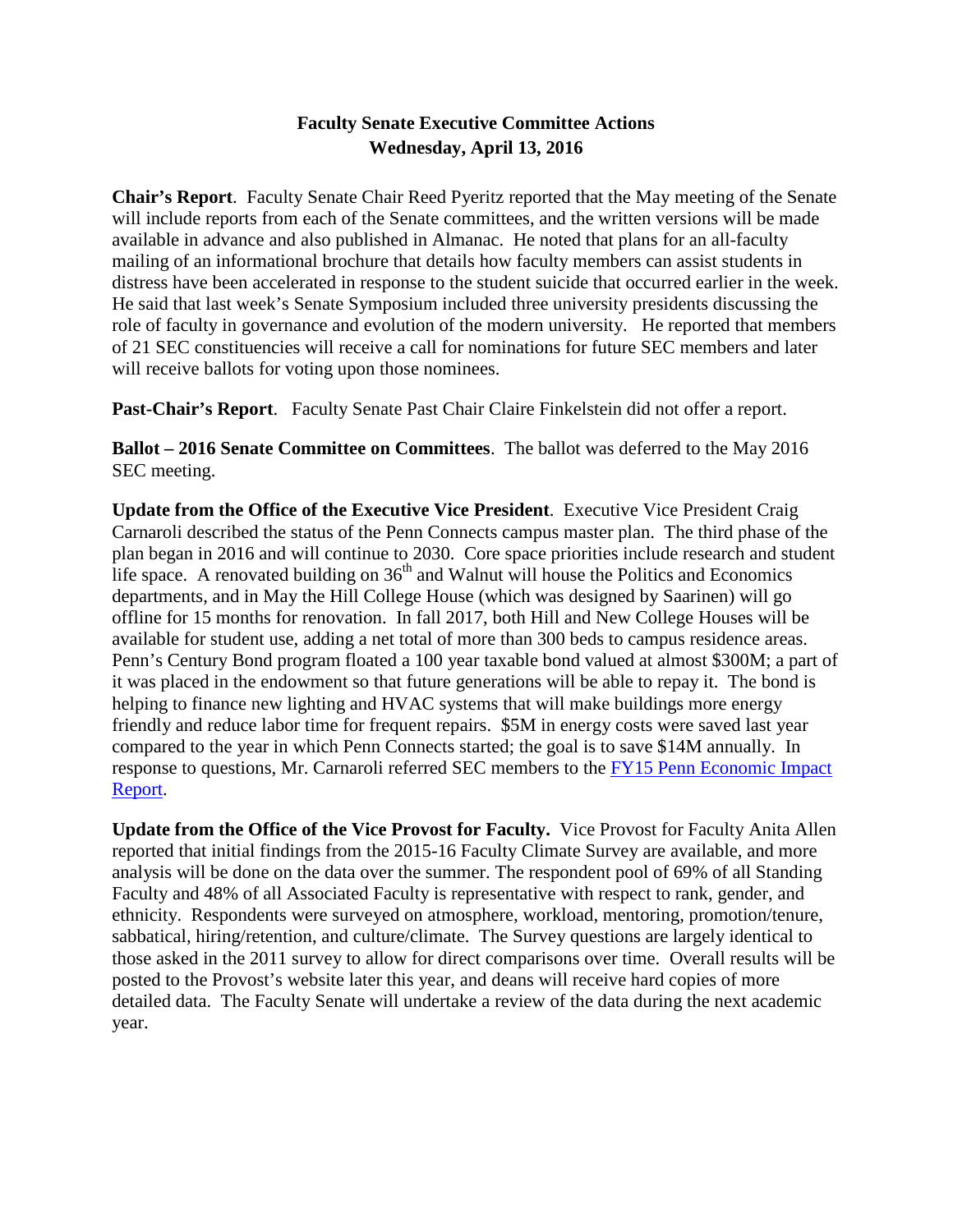**Faculty Senate Executive Committee Actions**
**Wednesday, April 13, 2016**

**Chair's Report**. Faculty Senate Chair Reed Pyeritz reported that the May meeting of the Senate will include reports from each of the Senate committees, and the written versions will be made available in advance and also published in Almanac. He noted that plans for an all-faculty mailing of an informational brochure that details how faculty members can assist students in distress have been accelerated in response to the student suicide that occurred earlier in the week. He said that last week's Senate Symposium included three university presidents discussing the role of faculty in governance and evolution of the modern university. He reported that members of 21 SEC constituencies will receive a call for nominations for future SEC members and later will receive ballots for voting upon those nominees.

**Past-Chair's Report**. Faculty Senate Past Chair Claire Finkelstein did not offer a report.

**Ballot – 2016 Senate Committee on Committees**. The ballot was deferred to the May 2016 SEC meeting.

**Update from the Office of the Executive Vice President**. Executive Vice President Craig Carnaroli described the status of the Penn Connects campus master plan. The third phase of the plan began in 2016 and will continue to 2030. Core space priorities include research and student life space. A renovated building on 36th and Walnut will house the Politics and Economics departments, and in May the Hill College House (which was designed by Saarinen) will go offline for 15 months for renovation. In fall 2017, both Hill and New College Houses will be available for student use, adding a net total of more than 300 beds to campus residence areas. Penn's Century Bond program floated a 100 year taxable bond valued at almost $300M; a part of it was placed in the endowment so that future generations will be able to repay it. The bond is helping to finance new lighting and HVAC systems that will make buildings more energy friendly and reduce labor time for frequent repairs. $5M in energy costs were saved last year compared to the year in which Penn Connects started; the goal is to save $14M annually. In response to questions, Mr. Carnaroli referred SEC members to the FY15 Penn Economic Impact Report.

**Update from the Office of the Vice Provost for Faculty.** Vice Provost for Faculty Anita Allen reported that initial findings from the 2015-16 Faculty Climate Survey are available, and more analysis will be done on the data over the summer. The respondent pool of 69% of all Standing Faculty and 48% of all Associated Faculty is representative with respect to rank, gender, and ethnicity. Respondents were surveyed on atmosphere, workload, mentoring, promotion/tenure, sabbatical, hiring/retention, and culture/climate. The Survey questions are largely identical to those asked in the 2011 survey to allow for direct comparisons over time. Overall results will be posted to the Provost's website later this year, and deans will receive hard copies of more detailed data. The Faculty Senate will undertake a review of the data during the next academic year.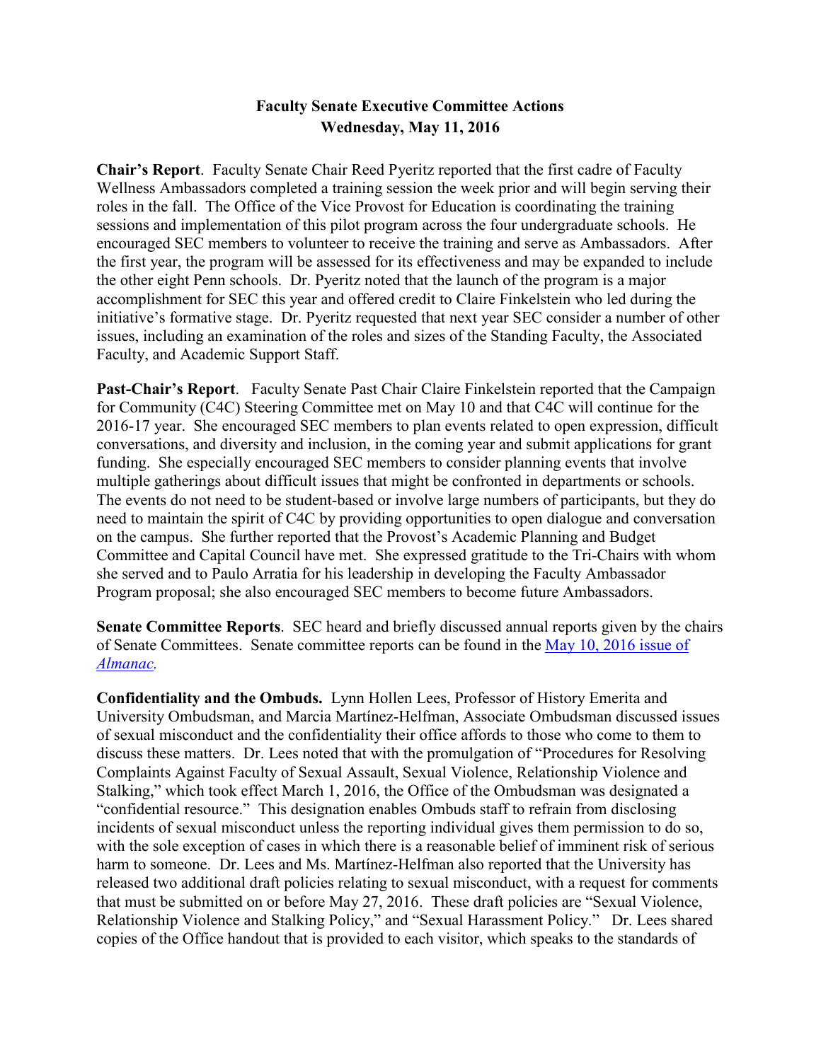## Faculty Senate Executive Committee Actions
## Wednesday, May 11, 2016

**Chair's Report**. Faculty Senate Chair Reed Pyeritz reported that the first cadre of Faculty Wellness Ambassadors completed a training session the week prior and will begin serving their roles in the fall. The Office of the Vice Provost for Education is coordinating the training sessions and implementation of this pilot program across the four undergraduate schools. He encouraged SEC members to volunteer to receive the training and serve as Ambassadors. After the first year, the program will be assessed for its effectiveness and may be expanded to include the other eight Penn schools. Dr. Pyeritz noted that the launch of the program is a major accomplishment for SEC this year and offered credit to Claire Finkelstein who led during the initiative's formative stage. Dr. Pyeritz requested that next year SEC consider a number of other issues, including an examination of the roles and sizes of the Standing Faculty, the Associated Faculty, and Academic Support Staff.

**Past-Chair's Report**. Faculty Senate Past Chair Claire Finkelstein reported that the Campaign for Community (C4C) Steering Committee met on May 10 and that C4C will continue for the 2016-17 year. She encouraged SEC members to plan events related to open expression, difficult conversations, and diversity and inclusion, in the coming year and submit applications for grant funding. She especially encouraged SEC members to consider planning events that involve multiple gatherings about difficult issues that might be confronted in departments or schools. The events do not need to be student-based or involve large numbers of participants, but they do need to maintain the spirit of C4C by providing opportunities to open dialogue and conversation on the campus. She further reported that the Provost's Academic Planning and Budget Committee and Capital Council have met. She expressed gratitude to the Tri-Chairs with whom she served and to Paulo Arratia for his leadership in developing the Faculty Ambassador Program proposal; she also encouraged SEC members to become future Ambassadors.

**Senate Committee Reports**. SEC heard and briefly discussed annual reports given by the chairs of Senate Committees. Senate committee reports can be found in the May 10, 2016 issue of *Almanac*.

**Confidentiality and the Ombuds.** Lynn Hollen Lees, Professor of History Emerita and University Ombudsman, and Marcia Martínez-Helfman, Associate Ombudsman discussed issues of sexual misconduct and the confidentiality their office affords to those who come to them to discuss these matters. Dr. Lees noted that with the promulgation of "Procedures for Resolving Complaints Against Faculty of Sexual Assault, Sexual Violence, Relationship Violence and Stalking," which took effect March 1, 2016, the Office of the Ombudsman was designated a "confidential resource." This designation enables Ombuds staff to refrain from disclosing incidents of sexual misconduct unless the reporting individual gives them permission to do so, with the sole exception of cases in which there is a reasonable belief of imminent risk of serious harm to someone. Dr. Lees and Ms. Martínez-Helfman also reported that the University has released two additional draft policies relating to sexual misconduct, with a request for comments that must be submitted on or before May 27, 2016. These draft policies are "Sexual Violence, Relationship Violence and Stalking Policy," and "Sexual Harassment Policy." Dr. Lees shared copies of the Office handout that is provided to each visitor, which speaks to the standards of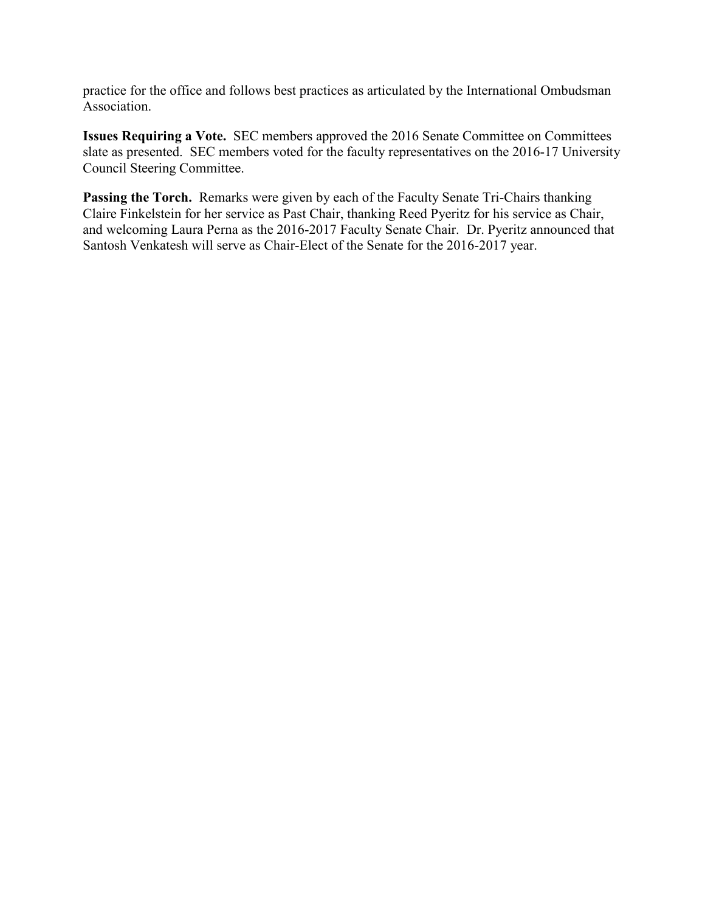practice for the office and follows best practices as articulated by the International Ombudsman Association.

**Issues Requiring a Vote.** SEC members approved the 2016 Senate Committee on Committees slate as presented. SEC members voted for the faculty representatives on the 2016-17 University Council Steering Committee.

**Passing the Torch.** Remarks were given by each of the Faculty Senate Tri-Chairs thanking Claire Finkelstein for her service as Past Chair, thanking Reed Pyeritz for his service as Chair, and welcoming Laura Perna as the 2016-2017 Faculty Senate Chair. Dr. Pyeritz announced that Santosh Venkatesh will serve as Chair-Elect of the Senate for the 2016-2017 year.